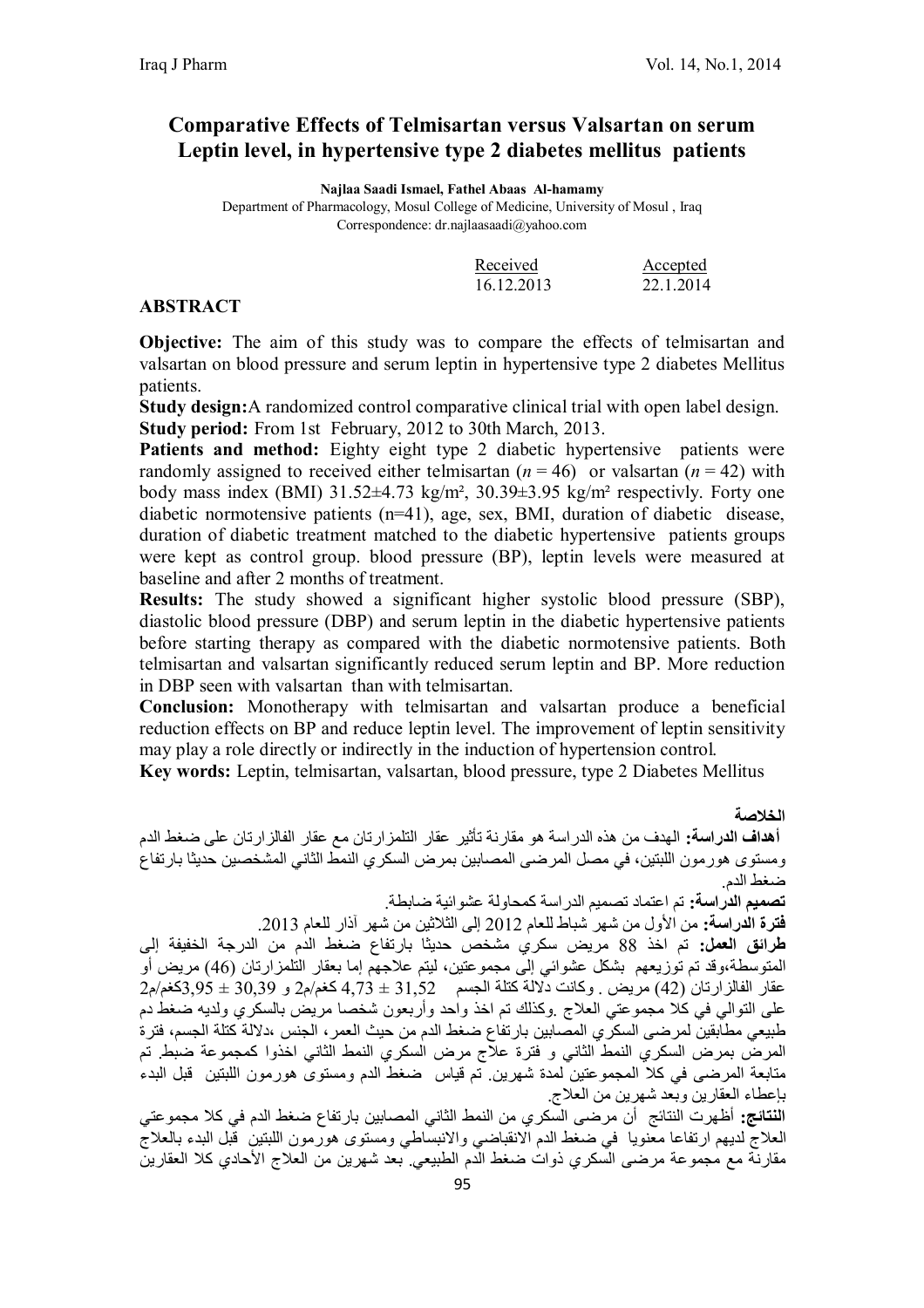# Comparative Effects of Telmisartan versus Valsartan on serum Leptin level, in hypertensive type 2 diabetes mellitus patients

**Najlaa Saadi Ismael, Fathel Abaas Al-hamamy**

Department of Pharmacology, Mosul College of Medicine, University of Mosul , Iraq

Correspondence: dr.najlaasaadi@yahoo.com

| Received | Accepted |
|---|---|
| 16.12.2013 | 22.1.2014 |

## ABSTRACT

**Objective:** The aim of this study was to compare the effects of telmisartan and valsartan on blood pressure and serum leptin in hypertensive type 2 diabetes Mellitus patients.

**Study design:** A randomized control comparative clinical trial with open label design.

**Study period:** From 1st February, 2012 to 30th March, 2013.

**Patients and method:** Eighty eight type 2 diabetic hypertensive patients were randomly assigned to received either telmisartan ($n = 46$) or valsartan ($n = 42$) with body mass index (BMI) 31.52±4.73 kg/m², 30.39±3.95 kg/m² respectivly. Forty one diabetic normotensive patients (n=41), age, sex, BMI, duration of diabetic disease, duration of diabetic treatment matched to the diabetic hypertensive patients groups were kept as control group. blood pressure (BP), leptin levels were measured at baseline and after 2 months of treatment.

**Results:** The study showed a significant higher systolic blood pressure (SBP), diastolic blood pressure (DBP) and serum leptin in the diabetic hypertensive patients before starting therapy as compared with the diabetic normotensive patients. Both telmisartan and valsartan significantly reduced serum leptin and BP. More reduction in DBP seen with valsartan than with telmisartan.

**Conclusion:** Monotherapy with telmisartan and valsartan produce a beneficial reduction effects on BP and reduce leptin level. The improvement of leptin sensitivity may play a role directly or indirectly in the induction of hypertension control.

**Key words:** Leptin, telmisartan, valsartan, blood pressure, type 2 Diabetes Mellitus

## الخلاصة

**أهداف الدراسة:** الهدف من هذه الدراسة هو مقارنة تأثير عقار التلمزارتان مع عقار الفالزارتان على ضغط الدم ومستوى هورمون اللبتين، في مصل المرضى المصابين بمرض السكري النمط الثاني المشخصين حديثا بارتفاع ضغط الدم.

**تصميم الدراسة:** تم اعتماد تصميم الدراسة كمحاولة عشوائية ضابطة.

**فترة الدراسة:** من الأول من شهر شباط للعام 2012 إلى الثلاثين من شهر آذار للعام 2013.

**طرائق العمل:** تم اخذ 88 مريض سكري مشخص حديثا بارتفاع ضغط الدم من الدرجة الخفيفة إلى المتوسطة،وقد تم توزيعهم بشكل عشوائي إلى مجموعتين، ليتم علاجهم إما بعقار التلمزارتان (46) مريض أو عقار الفالزارتان (42) مريض . وكانت دلالة كتلة الجسم 31,52 ± 4,73 كغم/م2 و 30,39 ± 3,95كغم/م2 على التوالي في كلا مجموعتي العلاج .وكذلك تم اخذ واحد وأربعون شخصا مريض بالسكري ولديه ضغط دم طبيعي مطابقين لمرضى السكري المصابين بارتفاع ضغط الدم من حيث العمر، الجنس ،دلالة كتلة الجسم، فترة المرض بمرض السكري النمط الثاني و فترة علاج مرض السكري النمط الثاني اخذوا كمجموعة ضبط. تم متابعة المرضى في كلا المجموعتين لمدة شهرين. تم قياس ضغط الدم ومستوى هورمون اللبتين قبل البدء بإعطاء العقارين وبعد شهرين من العلاج.

**النتائج:** أظهرت النتائج أن مرضى السكري من النمط الثاني المصابين بارتفاع ضغط الدم في كلا مجموعتي العلاج لديهم ارتفاعا معنويا في ضغط الدم الانقباضي والانبساطي ومستوى هورمون اللبتين قبل البدء بالعلاج مقارنة مع مجموعة مرضى السكري ذوات ضغط الدم الطبيعي. بعد شهرين من العلاج الأحادي كلا العقارين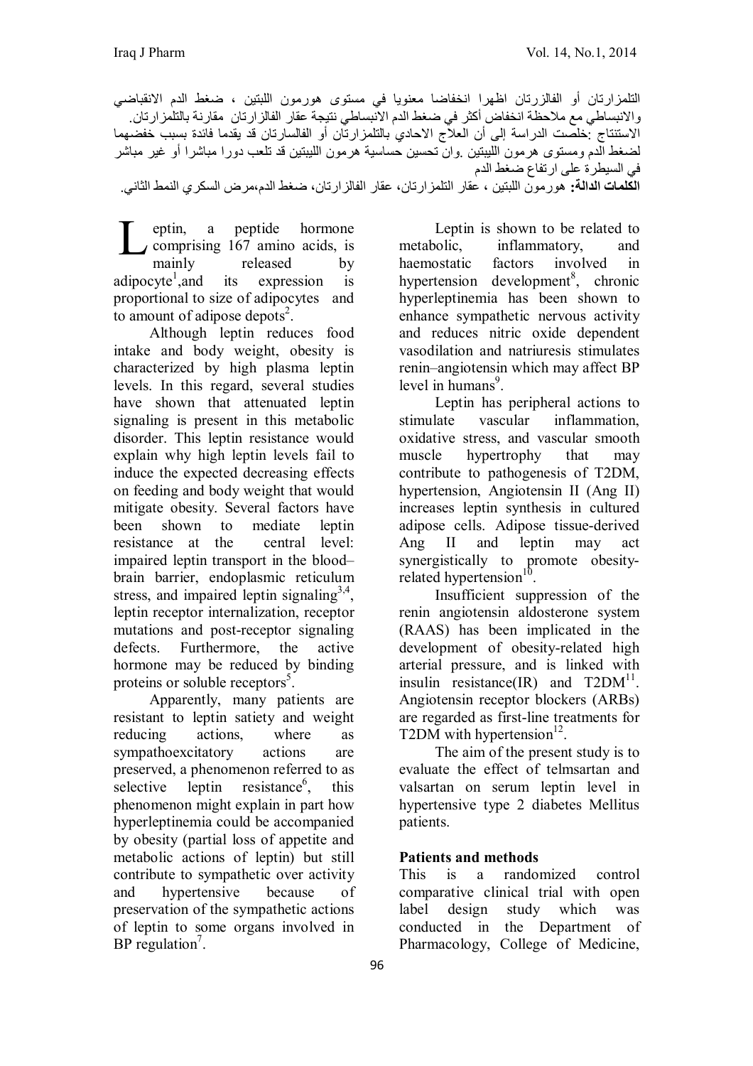التلمزارتان أو الفالزرتان اظهرا انخفاضا معنويا في مستوى هورمون اللبتين ، ضغط الدم الانقباضي والانبساطي مع ملاحظة انخفاض أكثر في ضغط الدم الانبساطي نتيجة عقار الفالزارتان مقارنة بالتلمزارتان.
الاستنتاج :خلصت الدراسة إلى أن العلاج الاحادي بالتلمزارتان أو الفالسارتان قد يقدما فائدة بسبب خفضهما لضغط الدم ومستوى هرمون الليبتين .وان تحسين حساسية هرمون الليبتين قد تلعب دورا مباشرا أو غير مباشر في السيطرة على ارتفاع ضغط الدم

**الكلمات الدالة:** هورمون اللبتين ، عقار التلمزارتان، عقار الفالزارتان، ضغط الدم،مرض السكري النمط الثاني.

Leptin, a peptide hormone comprising 167 amino acids, is mainly released by adipocyte[1],and its expression is proportional to size of adipocytes and to amount of adipose depots[2].

Although leptin reduces food intake and body weight, obesity is characterized by high plasma leptin levels. In this regard, several studies have shown that attenuated leptin signaling is present in this metabolic disorder. This leptin resistance would explain why high leptin levels fail to induce the expected decreasing effects on feeding and body weight that would mitigate obesity. Several factors have been shown to mediate leptin resistance at the central level: impaired leptin transport in the blood–brain barrier, endoplasmic reticulum stress, and impaired leptin signaling[3,4], leptin receptor internalization, receptor mutations and post-receptor signaling defects. Furthermore, the active hormone may be reduced by binding proteins or soluble receptors[5].

Apparently, many patients are resistant to leptin satiety and weight reducing actions, where as sympathoexcitatory actions are preserved, a phenomenon referred to as selective leptin resistance[6], this phenomenon might explain in part how hyperleptinemia could be accompanied by obesity (partial loss of appetite and metabolic actions of leptin) but still contribute to sympathetic over activity and hypertensive because of preservation of the sympathetic actions of leptin to some organs involved in BP regulation[7].

Leptin is shown to be related to metabolic, inflammatory, and haemostatic factors involved in hypertension development[8], chronic hyperleptinemia has been shown to enhance sympathetic nervous activity and reduces nitric oxide dependent vasodilation and natriuresis stimulates renin–angiotensin which may affect BP level in humans[9].

Leptin has peripheral actions to stimulate vascular inflammation, oxidative stress, and vascular smooth muscle hypertrophy that may contribute to pathogenesis of T2DM, hypertension, Angiotensin II (Ang II) increases leptin synthesis in cultured adipose cells. Adipose tissue-derived Ang II and leptin may act synergistically to promote obesity-related hypertension[10].

Insufficient suppression of the renin angiotensin aldosterone system (RAAS) has been implicated in the development of obesity-related high arterial pressure, and is linked with insulin resistance(IR) and T2DM[11]. Angiotensin receptor blockers (ARBs) are regarded as first-line treatments for T2DM with hypertension[12].

The aim of the present study is to evaluate the effect of telmsartan and valsartan on serum leptin level in hypertensive type 2 diabetes Mellitus patients.

**Patients and methods**

This is a randomized control comparative clinical trial with open label design study which was conducted in the Department of Pharmacology, College of Medicine,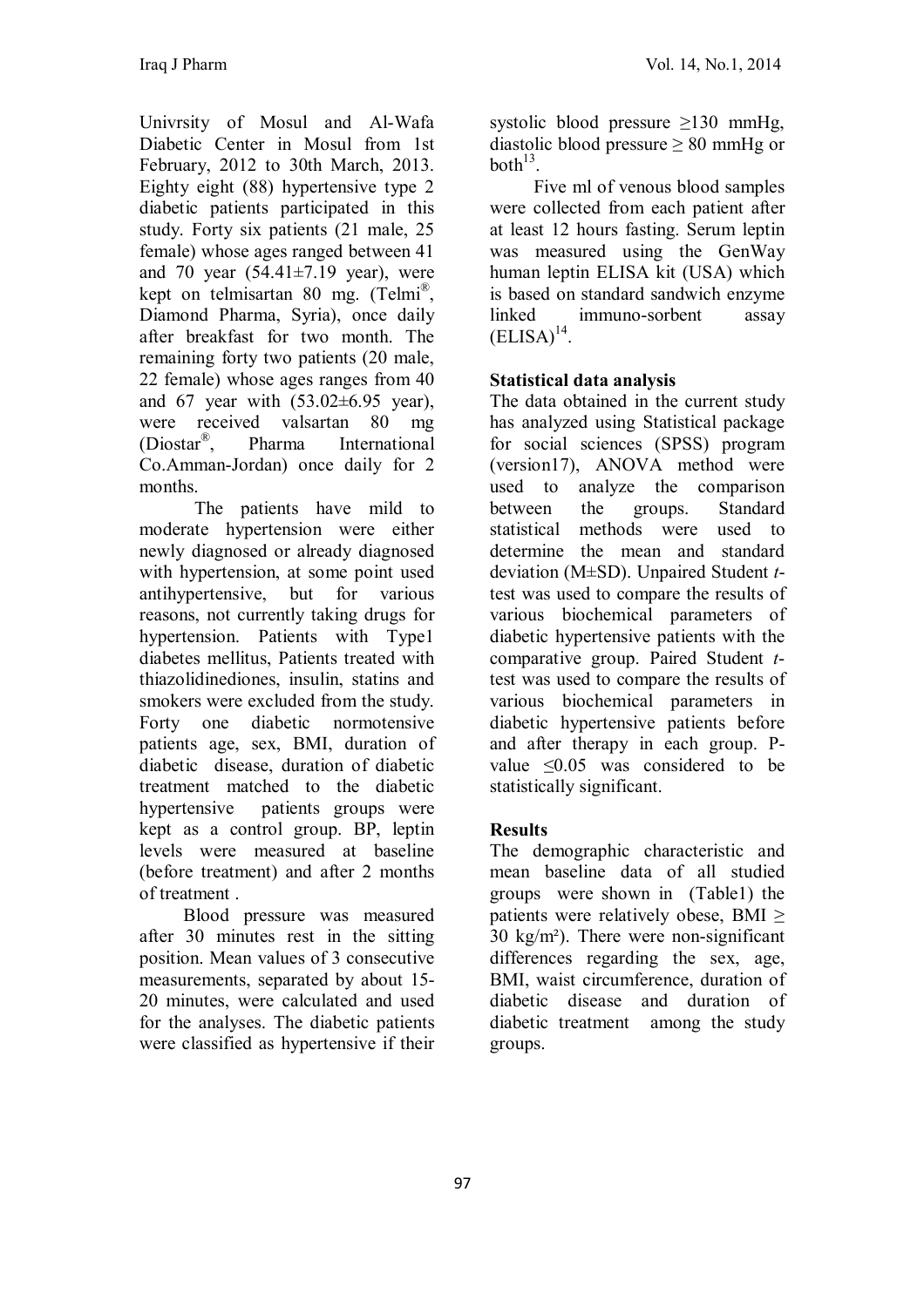Univrsity of Mosul and Al-Wafa Diabetic Center in Mosul from 1st February, 2012 to 30th March, 2013. Eighty eight (88) hypertensive type 2 diabetic patients participated in this study. Forty six patients (21 male, 25 female) whose ages ranged between 41 and 70 year (54.41±7.19 year), were kept on telmisartan 80 mg. (Telmi®, Diamond Pharma, Syria), once daily after breakfast for two month. The remaining forty two patients (20 male, 22 female) whose ages ranges from 40 and 67 year with (53.02±6.95 year), were received valsartan 80 mg (Diostar®, Pharma International Co.Amman-Jordan) once daily for 2 months.

The patients have mild to moderate hypertension were either newly diagnosed or already diagnosed with hypertension, at some point used antihypertensive, but for various reasons, not currently taking drugs for hypertension. Patients with Type1 diabetes mellitus, Patients treated with thiazolidinediones, insulin, statins and smokers were excluded from the study. Forty one diabetic normotensive patients age, sex, BMI, duration of diabetic disease, duration of diabetic treatment matched to the diabetic hypertensive patients groups were kept as a control group. BP, leptin levels were measured at baseline (before treatment) and after 2 months of treatment .

Blood pressure was measured after 30 minutes rest in the sitting position. Mean values of 3 consecutive measurements, separated by about 15-20 minutes, were calculated and used for the analyses. The diabetic patients were classified as hypertensive if their systolic blood pressure ≥130 mmHg, diastolic blood pressure ≥ 80 mmHg or both[13].

Five ml of venous blood samples were collected from each patient after at least 12 hours fasting. Serum leptin was measured using the GenWay human leptin ELISA kit (USA) which is based on standard sandwich enzyme linked immuno-sorbent assay (ELISA)[14].

**Statistical data analysis**

The data obtained in the current study has analyzed using Statistical package for social sciences (SPSS) program (version17), ANOVA method were used to analyze the comparison between the groups. Standard statistical methods were used to determine the mean and standard deviation (M±SD). Unpaired Student *t*-test was used to compare the results of various biochemical parameters of diabetic hypertensive patients with the comparative group. Paired Student *t*-test was used to compare the results of various biochemical parameters in diabetic hypertensive patients before and after therapy in each group. P-value ≤0.05 was considered to be statistically significant.

**Results**

The demographic characteristic and mean baseline data of all studied groups were shown in (Table1) the patients were relatively obese, BMI ≥ 30 kg/m²). There were non-significant differences regarding the sex, age, BMI, waist circumference, duration of diabetic disease and duration of diabetic treatment among the study groups.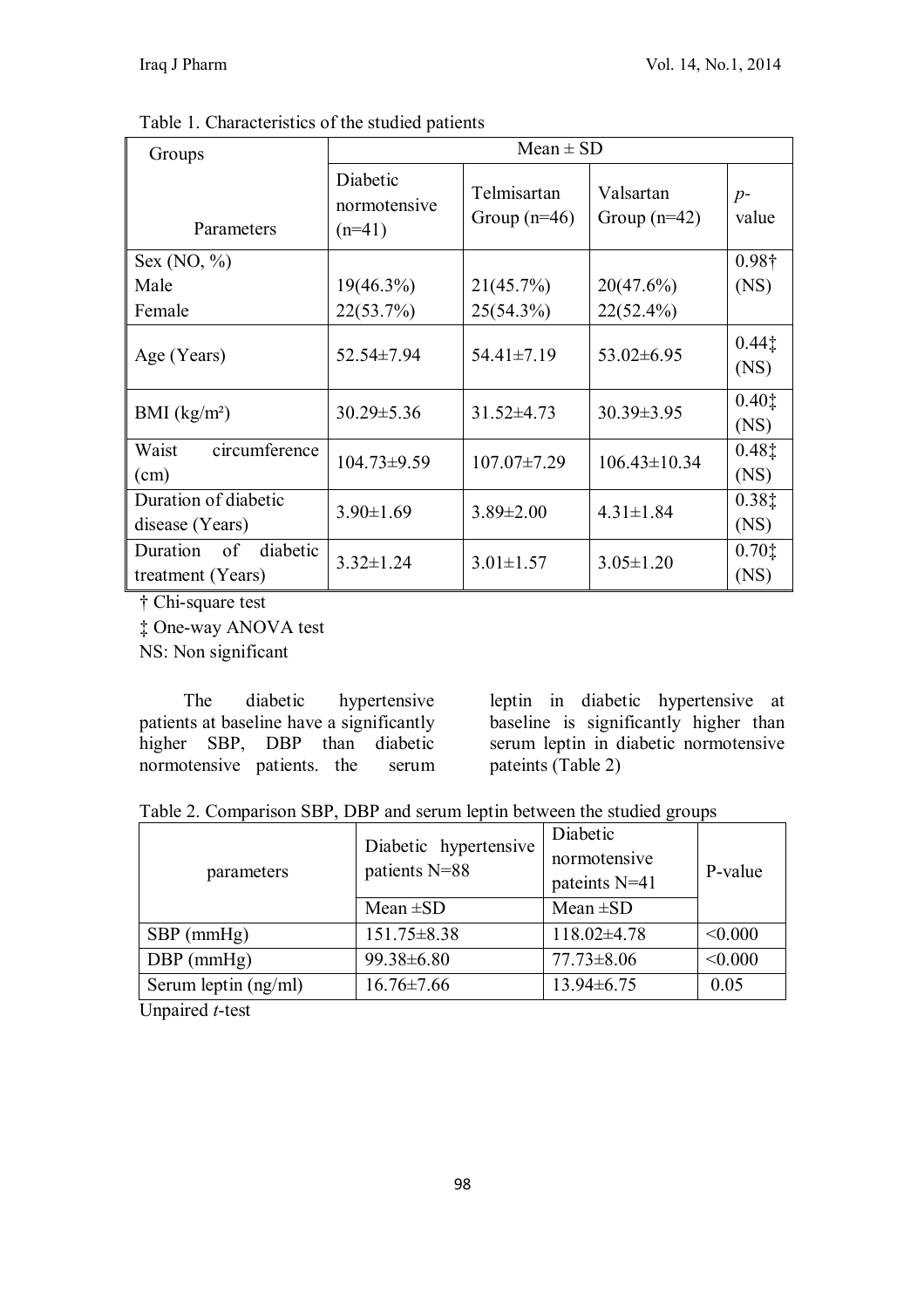Table 1. Characteristics of the studied patients

| Groups / Parameters | Mean ± SD | | | |
|---|---|---|---|---|
| | Diabetic normotensive (n=41) | Telmisartan Group (n=46) | Valsartan Group (n=42) | *p*-value |
| Sex (NO, %) Male Female | 19(46.3%) 22(53.7%) | 21(45.7%) 25(54.3%) | 20(47.6%) 22(52.4%) | 0.98† (NS) |
| Age (Years) | 52.54±7.94 | 54.41±7.19 | 53.02±6.95 | 0.44‡ (NS) |
| BMI (kg/m²) | 30.29±5.36 | 31.52±4.73 | 30.39±3.95 | 0.40‡ (NS) |
| Waist circumference (cm) | 104.73±9.59 | 107.07±7.29 | 106.43±10.34 | 0.48‡ (NS) |
| Duration of diabetic disease (Years) | 3.90±1.69 | 3.89±2.00 | 4.31±1.84 | 0.38‡ (NS) |
| Duration of diabetic treatment (Years) | 3.32±1.24 | 3.01±1.57 | 3.05±1.20 | 0.70‡ (NS) |

† Chi-square test

‡ One-way ANOVA test

NS: Non significant

The diabetic hypertensive patients at baseline have a significantly higher SBP, DBP than diabetic normotensive patients. the serum leptin in diabetic hypertensive at baseline is significantly higher than serum leptin in diabetic normotensive pateints (Table 2)

Table 2. Comparison SBP, DBP and serum leptin between the studied groups

| parameters | Diabetic hypertensive patients N=88 | Diabetic normotensive pateints N=41 | P-value |
|---|---|---|---|
| | Mean ±SD | Mean ±SD | |
| SBP (mmHg) | 151.75±8.38 | 118.02±4.78 | <0.000 |
| DBP (mmHg) | 99.38±6.80 | 77.73±8.06 | <0.000 |
| Serum leptin (ng/ml) | 16.76±7.66 | 13.94±6.75 | 0.05 |

Unpaired *t*-test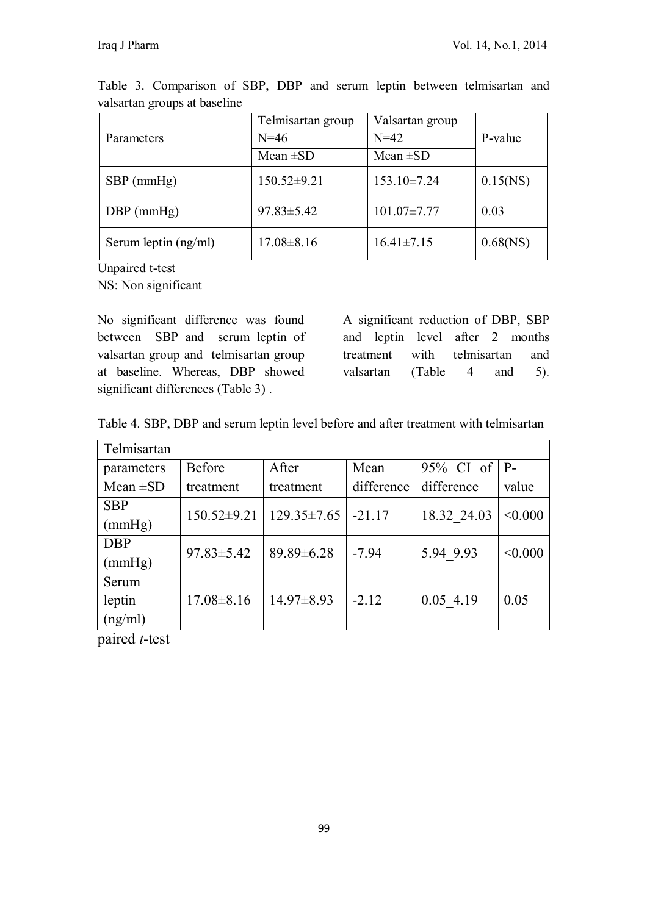Table 3. Comparison of SBP, DBP and serum leptin between telmisartan and valsartan groups at baseline

| Parameters | Telmisartan group N=46 | Valsartan group N=42 | P-value |
|---|---|---|---|
| | Mean ±SD | Mean ±SD | |
| SBP (mmHg) | 150.52±9.21 | 153.10±7.24 | 0.15(NS) |
| DBP (mmHg) | 97.83±5.42 | 101.07±7.77 | 0.03 |
| Serum leptin (ng/ml) | 17.08±8.16 | 16.41±7.15 | 0.68(NS) |

Unpaired t-test
NS: Non significant

No significant difference was found between SBP and serum leptin of valsartan group and telmisartan group at baseline. Whereas, DBP showed significant differences (Table 3) .

A significant reduction of DBP, SBP and leptin level after 2 months treatment with telmisartan and valsartan (Table 4 and 5).

Table 4. SBP, DBP and serum leptin level before and after treatment with telmisartan

| Telmisartan | | | | | |
|---|---|---|---|---|---|
| parameters Mean ±SD | Before treatment | After treatment | Mean difference | 95% CI of difference | P-value |
| SBP (mmHg) | 150.52±9.21 | 129.35±7.65 | -21.17 | 18.32_24.03 | <0.000 |
| DBP (mmHg) | 97.83±5.42 | 89.89±6.28 | -7.94 | 5.94_9.93 | <0.000 |
| Serum leptin (ng/ml) | 17.08±8.16 | 14.97±8.93 | -2.12 | 0.05_4.19 | 0.05 |

paired *t*-test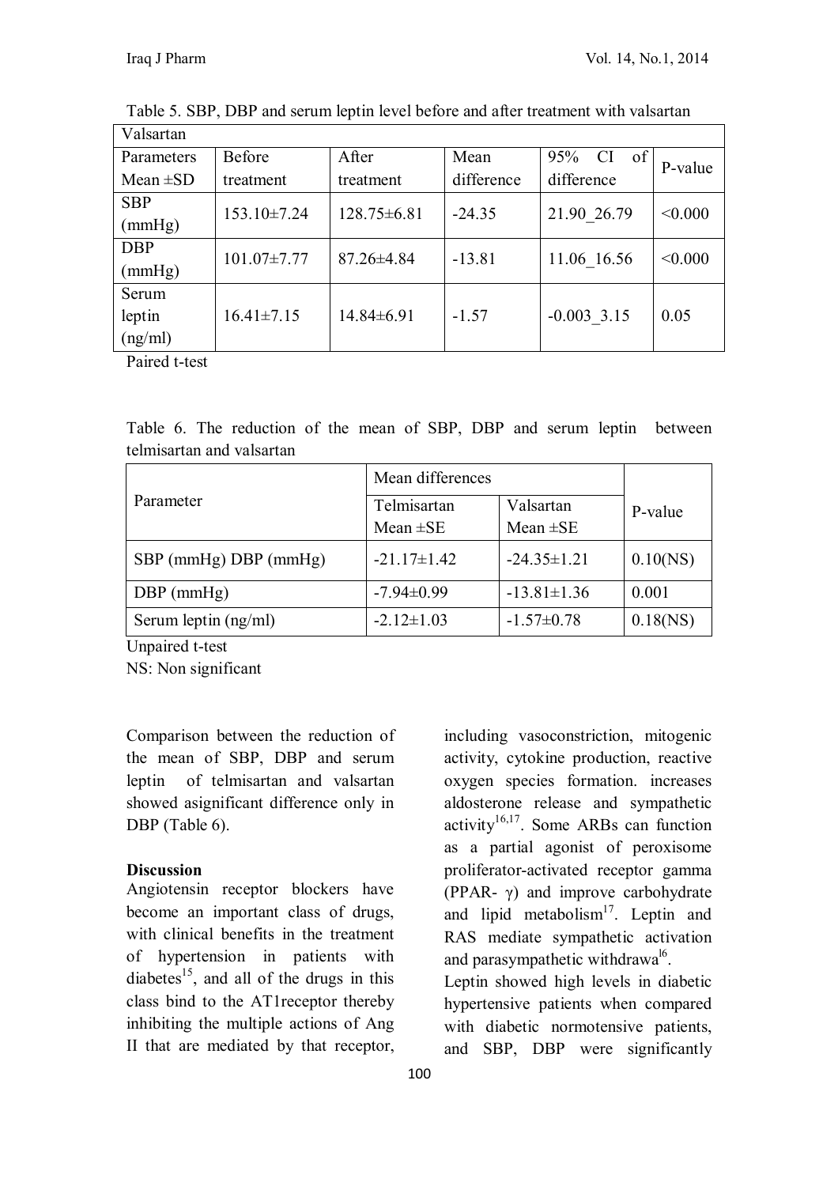Table 5. SBP, DBP and serum leptin level before and after treatment with valsartan

| Valsartan | | | | | |
|---|---|---|---|---|---|
| Parameters Mean ±SD | Before treatment | After treatment | Mean difference | 95% CI of difference | P-value |
| SBP (mmHg) | 153.10±7.24 | 128.75±6.81 | -24.35 | 21.90_26.79 | <0.000 |
| DBP (mmHg) | 101.07±7.77 | 87.26±4.84 | -13.81 | 11.06_16.56 | <0.000 |
| Serum leptin (ng/ml) | 16.41±7.15 | 14.84±6.91 | -1.57 | -0.003_3.15 | 0.05 |

Paired t-test

Table 6. The reduction of the mean of SBP, DBP and serum leptin between telmisartan and valsartan

| Parameter | Mean differences | | P-value |
|---|---|---|---|
| | Telmisartan Mean ±SE | Valsartan Mean ±SE | |
| SBP (mmHg) DBP (mmHg) | -21.17±1.42 | -24.35±1.21 | 0.10(NS) |
| DBP (mmHg) | -7.94±0.99 | -13.81±1.36 | 0.001 |
| Serum leptin (ng/ml) | -2.12±1.03 | -1.57±0.78 | 0.18(NS) |

Unpaired t-test
NS: Non significant

Comparison between the reduction of the mean of SBP, DBP and serum leptin of telmisartan and valsartan showed asignificant difference only in DBP (Table 6).

**Discussion**

Angiotensin receptor blockers have become an important class of drugs, with clinical benefits in the treatment of hypertension in patients with diabetes[15], and all of the drugs in this class bind to the AT1receptor thereby inhibiting the multiple actions of Ang II that are mediated by that receptor, including vasoconstriction, mitogenic activity, cytokine production, reactive oxygen species formation. increases aldosterone release and sympathetic activity[16,17]. Some ARBs can function as a partial agonist of peroxisome proliferator-activated receptor gamma (PPAR- γ) and improve carbohydrate and lipid metabolism[17]. Leptin and RAS mediate sympathetic activation and parasympathetic withdrawa[l6].

Leptin showed high levels in diabetic hypertensive patients when compared with diabetic normotensive patients, and SBP, DBP were significantly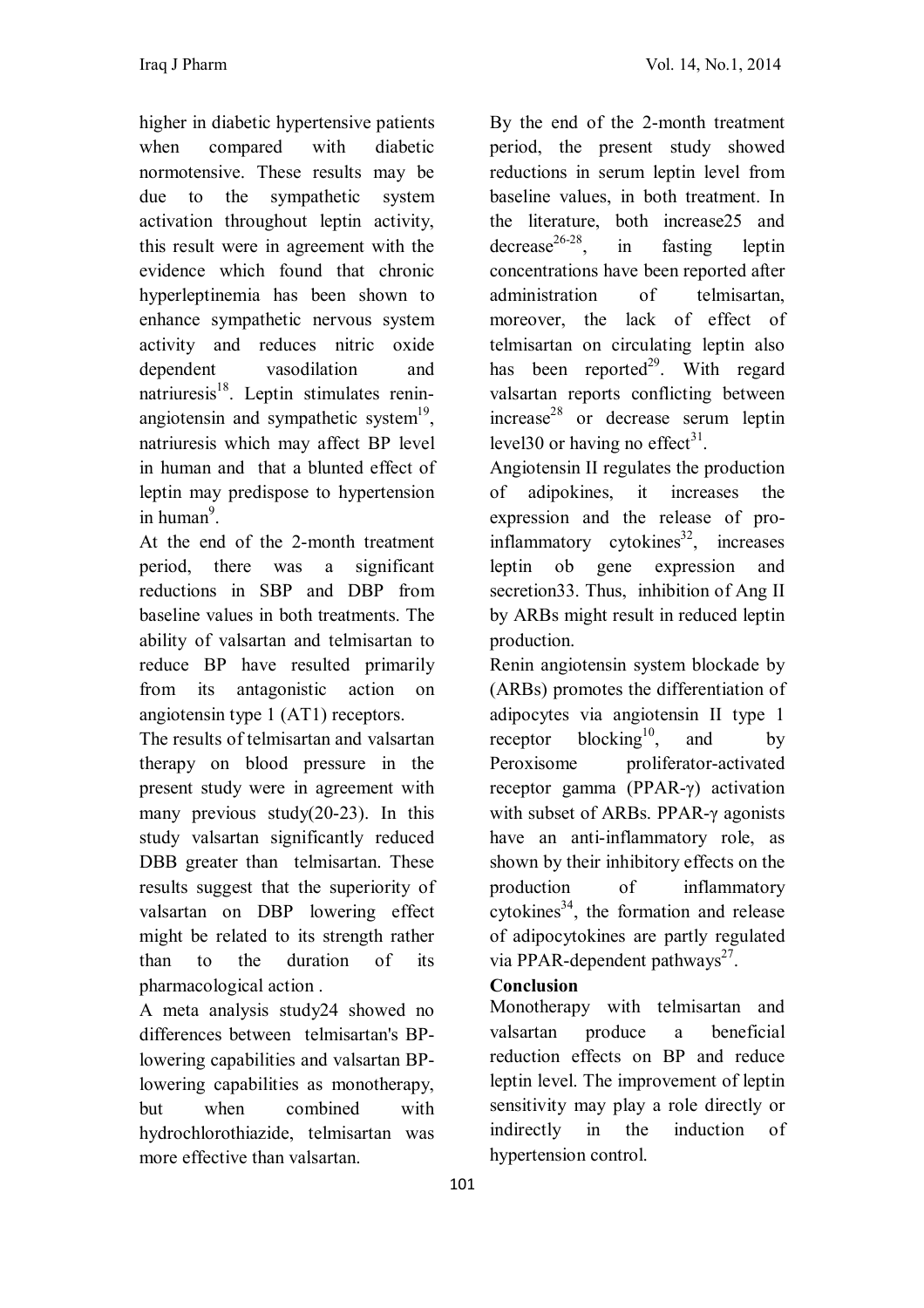higher in diabetic hypertensive patients when compared with diabetic normotensive. These results may be due to the sympathetic system activation throughout leptin activity, this result were in agreement with the evidence which found that chronic hyperleptinemia has been shown to enhance sympathetic nervous system activity and reduces nitric oxide dependent vasodilation and natriuresis[18]. Leptin stimulates renin-angiotensin and sympathetic system[19], natriuresis which may affect BP level in human and that a blunted effect of leptin may predispose to hypertension in human[9].

At the end of the 2-month treatment period, there was a significant reductions in SBP and DBP from baseline values in both treatments. The ability of valsartan and telmisartan to reduce BP have resulted primarily from its antagonistic action on angiotensin type 1 (AT1) receptors.

The results of telmisartan and valsartan therapy on blood pressure in the present study were in agreement with many previous study(20-23). In this study valsartan significantly reduced DBB greater than telmisartan. These results suggest that the superiority of valsartan on DBP lowering effect might be related to its strength rather than to the duration of its pharmacological action .

A meta analysis study24 showed no differences between telmisartan's BP-lowering capabilities and valsartan BP-lowering capabilities as monotherapy, but when combined with hydrochlorothiazide, telmisartan was more effective than valsartan.

By the end of the 2-month treatment period, the present study showed reductions in serum leptin level from baseline values, in both treatment. In the literature, both increase25 and decrease[26-28], in fasting leptin concentrations have been reported after administration of telmisartan, moreover, the lack of effect of telmisartan on circulating leptin also has been reported[29]. With regard valsartan reports conflicting between increase[28] or decrease serum leptin level30 or having no effect[31].

Angiotensin II regulates the production of adipokines, it increases the expression and the release of pro-inflammatory cytokines[32], increases leptin ob gene expression and secretion33. Thus, inhibition of Ang II by ARBs might result in reduced leptin production.

Renin angiotensin system blockade by (ARBs) promotes the differentiation of adipocytes via angiotensin II type 1 receptor blocking[10], and by Peroxisome proliferator-activated receptor gamma (PPAR-γ) activation with subset of ARBs. PPAR-γ agonists have an anti-inflammatory role, as shown by their inhibitory effects on the production of inflammatory cytokines[34], the formation and release of adipocytokines are partly regulated via PPAR-dependent pathways[27].

## Conclusion

Monotherapy with telmisartan and valsartan produce a beneficial reduction effects on BP and reduce leptin level. The improvement of leptin sensitivity may play a role directly or indirectly in the induction of hypertension control.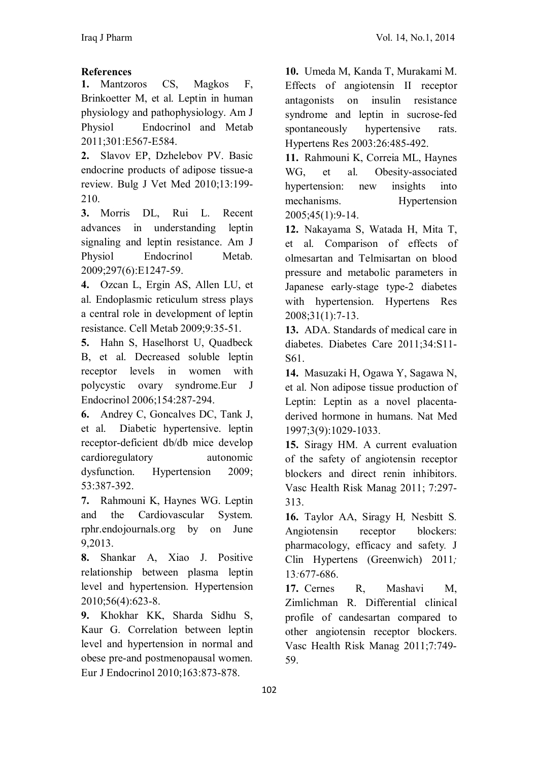**References**

**1.** Mantzoros CS, Magkos F, Brinkoetter M, et al. Leptin in human physiology and pathophysiology. Am J Physiol Endocrinol and Metab 2011;301:E567-E584.

**2.** Slavov EP, Dzhelebov PV. Basic endocrine products of adipose tissue-a review. Bulg J Vet Med 2010;13:199-210.

**3.** Morris DL, Rui L. Recent advances in understanding leptin signaling and leptin resistance. Am J Physiol Endocrinol Metab. 2009;297(6):E1247-59.

**4.** Ozcan L, Ergin AS, Allen LU, et al. Endoplasmic reticulum stress plays a central role in development of leptin resistance. Cell Metab 2009;9:35-51.

**5.** Hahn S, Haselhorst U, Quadbeck B, et al. Decreased soluble leptin receptor levels in women with polycystic ovary syndrome.Eur J Endocrinol 2006;154:287-294.

**6.** Andrey C, Goncalves DC, Tank J, et al. Diabetic hypertensive. leptin receptor-deficient db/db mice develop cardioregulatory autonomic dysfunction. Hypertension 2009; 53:387-392.

**7.** Rahmouni K, Haynes WG. Leptin and the Cardiovascular System. rphr.endojournals.org by on June 9,2013.

**8.** Shankar A, Xiao J. Positive relationship between plasma leptin level and hypertension. Hypertension 2010;56(4):623-8.

**9.** Khokhar KK, Sharda Sidhu S, Kaur G. Correlation between leptin level and hypertension in normal and obese pre-and postmenopausal women. Eur J Endocrinol 2010;163:873-878.

**10.** Umeda M, Kanda T, Murakami M. Effects of angiotensin II receptor antagonists on insulin resistance syndrome and leptin in sucrose-fed spontaneously hypertensive rats. Hypertens Res 2003:26:485-492.

**11.** Rahmouni K, Correia ML, Haynes WG, et al. Obesity-associated hypertension: new insights into mechanisms. Hypertension 2005;45(1):9-14.

**12.** Nakayama S, Watada H, Mita T, et al. Comparison of effects of olmesartan and Telmisartan on blood pressure and metabolic parameters in Japanese early-stage type-2 diabetes with hypertension. Hypertens Res 2008;31(1):7-13.

**13.** ADA. Standards of medical care in diabetes. Diabetes Care 2011;34:S11-S61.

**14.** Masuzaki H, Ogawa Y, Sagawa N, et al. Non adipose tissue production of Leptin: Leptin as a novel placenta-derived hormone in humans. Nat Med 1997;3(9):1029-1033.

**15.** Siragy HM. A current evaluation of the safety of angiotensin receptor blockers and direct renin inhibitors. Vasc Health Risk Manag 2011; 7:297-313.

**16.** Taylor AA, Siragy H, Nesbitt S. Angiotensin receptor blockers: pharmacology, efficacy and safety. J Clin Hypertens (Greenwich) 2011; 13:677-686.

**17.** Cernes R, Mashavi M, Zimlichman R. Differential clinical profile of candesartan compared to other angiotensin receptor blockers. Vasc Health Risk Manag 2011;7:749-59.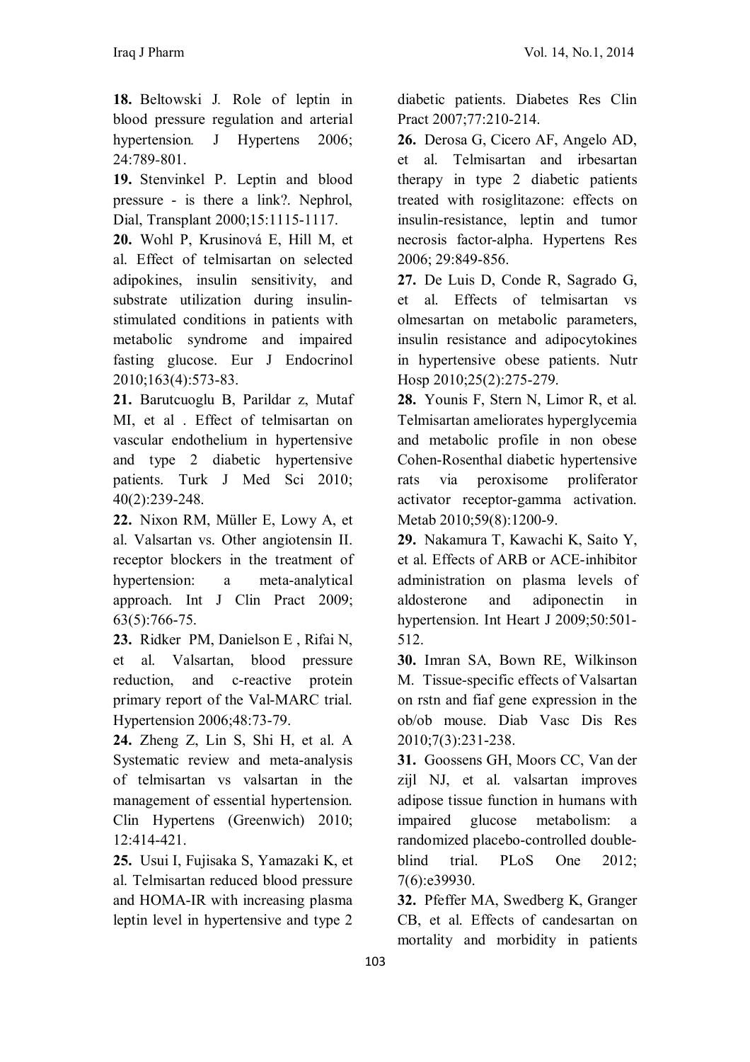**18.** Beltowski J. Role of leptin in blood pressure regulation and arterial hypertension. J Hypertens 2006; 24:789-801.

**19.** Stenvinkel P. Leptin and blood pressure - is there a link?. Nephrol, Dial, Transplant 2000;15:1115-1117.

**20.** Wohl P, Krusinová E, Hill M, et al. Effect of telmisartan on selected adipokines, insulin sensitivity, and substrate utilization during insulin-stimulated conditions in patients with metabolic syndrome and impaired fasting glucose. Eur J Endocrinol 2010;163(4):573-83.

**21.** Barutcuoglu B, Parildar z, Mutaf MI, et al . Effect of telmisartan on vascular endothelium in hypertensive and type 2 diabetic hypertensive patients. Turk J Med Sci 2010; 40(2):239-248.

**22.** Nixon RM, Müller E, Lowy A, et al. Valsartan vs. Other angiotensin II. receptor blockers in the treatment of hypertension: a meta-analytical approach. Int J Clin Pract 2009; 63(5):766-75.

**23.** Ridker PM, Danielson E , Rifai N, et al. Valsartan, blood pressure reduction, and c-reactive protein primary report of the Val-MARC trial. Hypertension 2006;48:73-79.

**24.** Zheng Z, Lin S, Shi H, et al. A Systematic review and meta-analysis of telmisartan vs valsartan in the management of essential hypertension. Clin Hypertens (Greenwich) 2010; 12:414-421.

**25.** Usui I, Fujisaka S, Yamazaki K, et al. Telmisartan reduced blood pressure and HOMA-IR with increasing plasma leptin level in hypertensive and type 2 diabetic patients. Diabetes Res Clin Pract 2007;77:210-214.

**26.** Derosa G, Cicero AF, Angelo AD, et al. Telmisartan and irbesartan therapy in type 2 diabetic patients treated with rosiglitazone: effects on insulin-resistance, leptin and tumor necrosis factor-alpha. Hypertens Res 2006; 29:849-856.

**27.** De Luis D, Conde R, Sagrado G, et al. Effects of telmisartan vs olmesartan on metabolic parameters, insulin resistance and adipocytokines in hypertensive obese patients. Nutr Hosp 2010;25(2):275-279.

**28.** Younis F, Stern N, Limor R, et al. Telmisartan ameliorates hyperglycemia and metabolic profile in non obese Cohen-Rosenthal diabetic hypertensive rats via peroxisome proliferator activator receptor-gamma activation. Metab 2010;59(8):1200-9.

**29.** Nakamura T, Kawachi K, Saito Y, et al. Effects of ARB or ACE-inhibitor administration on plasma levels of aldosterone and adiponectin in hypertension. Int Heart J 2009;50:501-512.

**30.** Imran SA, Bown RE, Wilkinson M. Tissue-specific effects of Valsartan on rstn and fiaf gene expression in the ob/ob mouse. Diab Vasc Dis Res 2010;7(3):231-238.

**31.** Goossens GH, Moors CC, Van der zijl NJ, et al. valsartan improves adipose tissue function in humans with impaired glucose metabolism: a randomized placebo-controlled double-blind trial. PLoS One 2012; 7(6):e39930.

**32.** Pfeffer MA, Swedberg K, Granger CB, et al. Effects of candesartan on mortality and morbidity in patients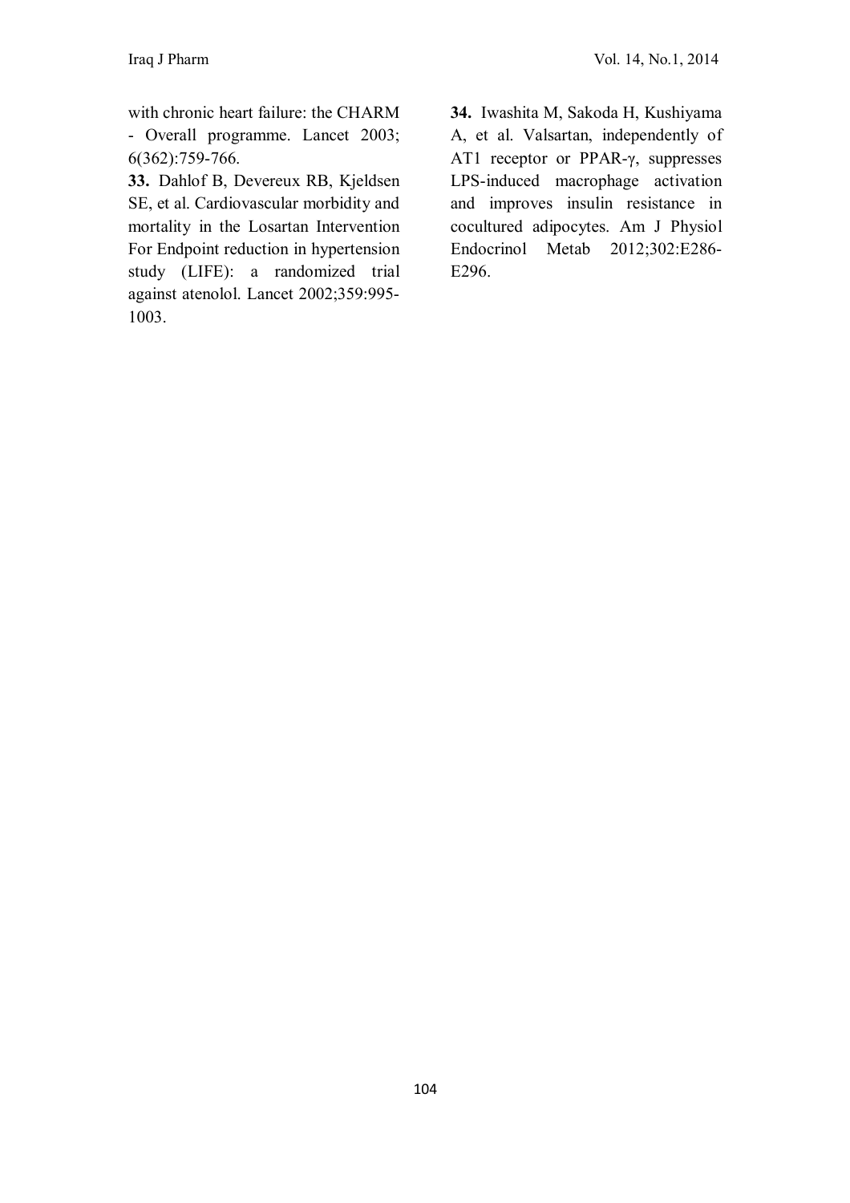with chronic heart failure: the CHARM - Overall programme. Lancet 2003; 6(362):759-766.

**33.** Dahlof B, Devereux RB, Kjeldsen SE, et al. Cardiovascular morbidity and mortality in the Losartan Intervention For Endpoint reduction in hypertension study (LIFE): a randomized trial against atenolol. Lancet 2002;359:995-1003.

**34.** Iwashita M, Sakoda H, Kushiyama A, et al. Valsartan, independently of AT1 receptor or PPAR-γ, suppresses LPS-induced macrophage activation and improves insulin resistance in cocultured adipocytes. Am J Physiol Endocrinol Metab 2012;302:E286-E296.